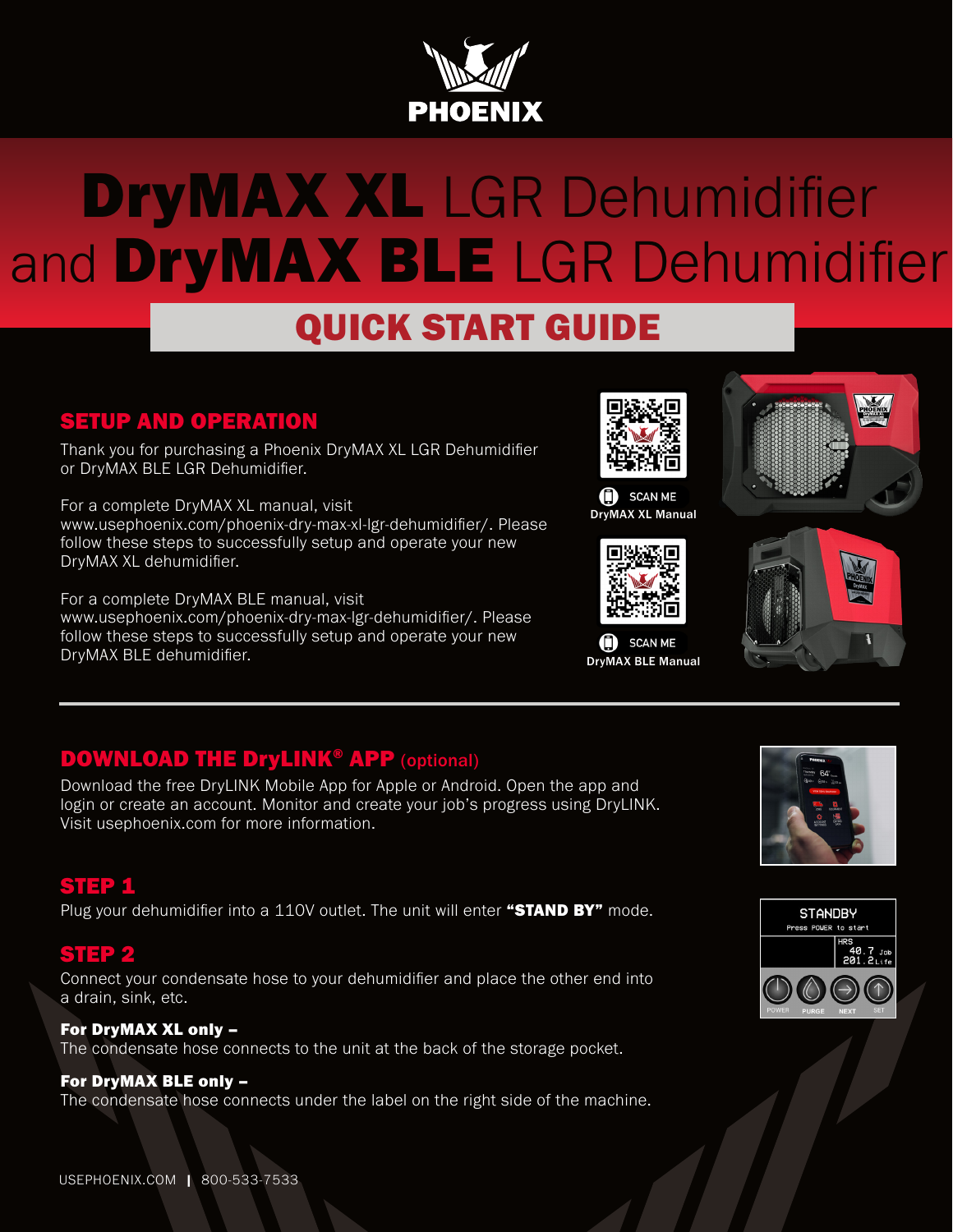# DryMAX XL LGR Dehumidifier and DryMAX BLE LGR Dehumidifier

## QUICK START GUIDE

### SETUP AND OPERATION

Thank you for purchasing a Phoenix DryMAX XL LGR Dehumidifier or DryMAX BLE LGR Dehumidifier.

For a complete DryMAX XL manual, visit www.usephoenix.com/phoenix-dry-max-xl-lgr-dehumidifier/. Please follow these steps to successfully setup and operate your new DryMAX XL dehumidifier.

For a complete DryMAX BLE manual, visit www.usephoenix.com/phoenix-dry-max-lgr-dehumidifier/. Please follow these steps to successfully setup and operate your new DryMAX BLE dehumidifier.

SCAN ME
**DryMAX XL Manual**

SCAN ME
**DryMAX BLE Manual**

### DOWNLOAD THE DryLINK® APP (optional)

Download the free DryLINK Mobile App for Apple or Android. Open the app and login or create an account. Monitor and create your job's progress using DryLINK. Visit usephoenix.com for more information.

### STEP 1

Plug your dehumidifier into a 110V outlet. The unit will enter **"STAND BY"** mode.

STANDBY
Press POWER to start
HRS
40.7 Job
201.2 Life
POWER PURGE NEXT SET

### STEP 2

Connect your condensate hose to your dehumidifier and place the other end into a drain, sink, etc.

**For DryMAX XL only –**
The condensate hose connects to the unit at the back of the storage pocket.

**For DryMAX BLE only –**
The condensate hose connects under the label on the right side of the machine.

USEPHOENIX.COM | 800-533-7533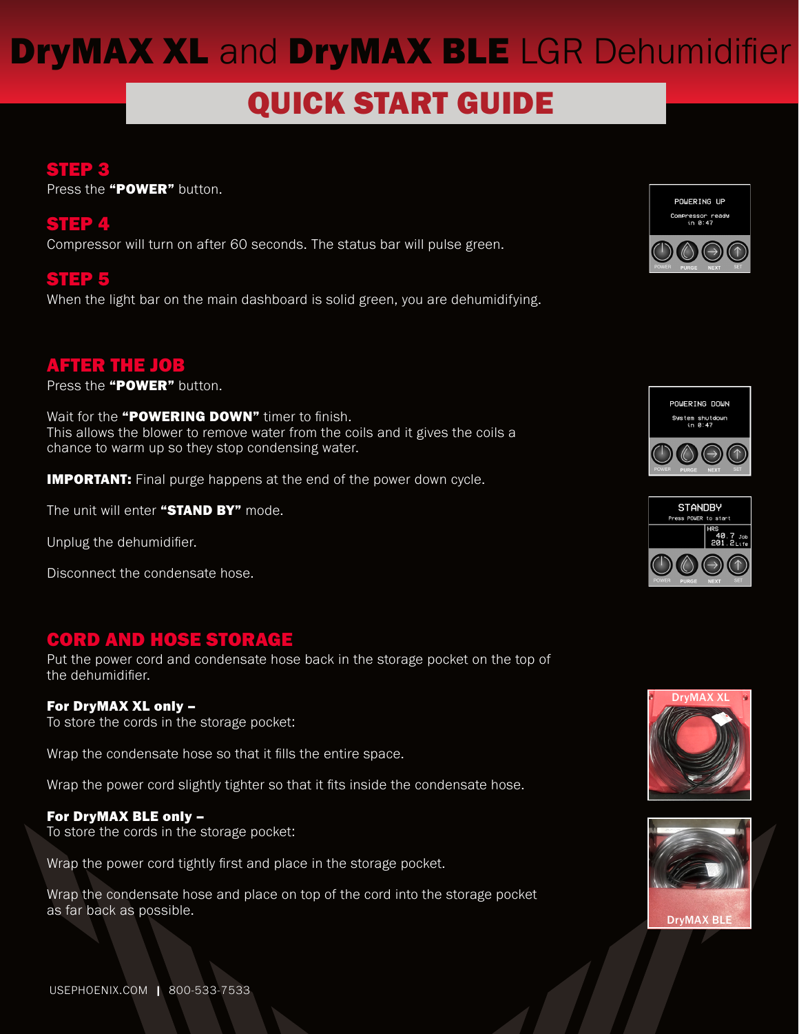# DryMAX XL and DryMAX BLE LGR Dehumidifier

## QUICK START GUIDE

### STEP 3

Press the **"POWER"** button.

### STEP 4

Compressor will turn on after 60 seconds. The status bar will pulse green.

### STEP 5

When the light bar on the main dashboard is solid green, you are dehumidifying.

### AFTER THE JOB

Press the **"POWER"** button.

Wait for the **"POWERING DOWN"** timer to finish.
This allows the blower to remove water from the coils and it gives the coils a chance to warm up so they stop condensing water.

**IMPORTANT:** Final purge happens at the end of the power down cycle.

The unit will enter **"STAND BY"** mode.

Unplug the dehumidifier.

Disconnect the condensate hose.

### CORD AND HOSE STORAGE

Put the power cord and condensate hose back in the storage pocket on the top of the dehumidifier.

**For DryMAX XL only –**
To store the cords in the storage pocket:

Wrap the condensate hose so that it fills the entire space.

Wrap the power cord slightly tighter so that it fits inside the condensate hose.

**For DryMAX BLE only –**
To store the cords in the storage pocket:

Wrap the power cord tightly first and place in the storage pocket.

Wrap the condensate hose and place on top of the cord into the storage pocket as far back as possible.

USEPHOENIX.COM | 800-533-7533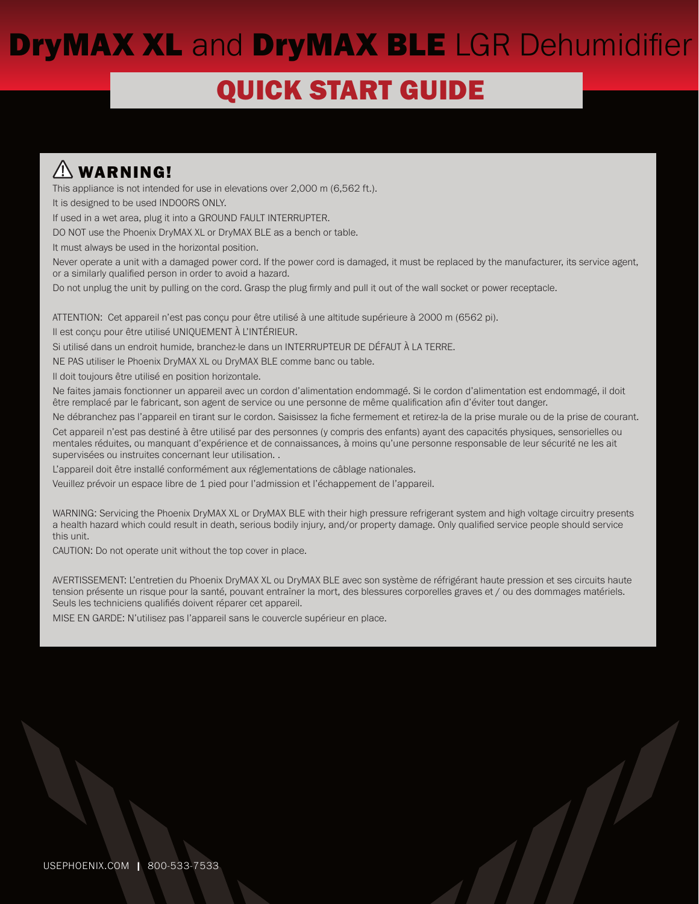# DryMAX XL and DryMAX BLE LGR Dehumidifier

## QUICK START GUIDE

### ⚠ WARNING!

This appliance is not intended for use in elevations over 2,000 m (6,562 ft.).

It is designed to be used INDOORS ONLY.

If used in a wet area, plug it into a GROUND FAULT INTERRUPTER.

DO NOT use the Phoenix DryMAX XL or DryMAX BLE as a bench or table.

It must always be used in the horizontal position.

Never operate a unit with a damaged power cord. If the power cord is damaged, it must be replaced by the manufacturer, its service agent, or a similarly qualified person in order to avoid a hazard.

Do not unplug the unit by pulling on the cord. Grasp the plug firmly and pull it out of the wall socket or power receptacle.

ATTENTION: Cet appareil n'est pas conçu pour être utilisé à une altitude supérieure à 2000 m (6562 pi).

Il est conçu pour être utilisé UNIQUEMENT À L'INTÉRIEUR.

Si utilisé dans un endroit humide, branchez-le dans un INTERRUPTEUR DE DÉFAUT À LA TERRE.

NE PAS utiliser le Phoenix DryMAX XL ou DryMAX BLE comme banc ou table.

Il doit toujours être utilisé en position horizontale.

Ne faites jamais fonctionner un appareil avec un cordon d'alimentation endommagé. Si le cordon d'alimentation est endommagé, il doit être remplacé par le fabricant, son agent de service ou une personne de même qualification afin d'éviter tout danger.

Ne débranchez pas l'appareil en tirant sur le cordon. Saisissez la fiche fermement et retirez-la de la prise murale ou de la prise de courant.

Cet appareil n'est pas destiné à être utilisé par des personnes (y compris des enfants) ayant des capacités physiques, sensorielles ou mentales réduites, ou manquant d'expérience et de connaissances, à moins qu'une personne responsable de leur sécurité ne les ait supervisées ou instruites concernant leur utilisation. .

L'appareil doit être installé conformément aux réglementations de câblage nationales.

Veuillez prévoir un espace libre de 1 pied pour l'admission et l'échappement de l'appareil.

WARNING: Servicing the Phoenix DryMAX XL or DryMAX BLE with their high pressure refrigerant system and high voltage circuitry presents a health hazard which could result in death, serious bodily injury, and/or property damage. Only qualified service people should service this unit.

CAUTION: Do not operate unit without the top cover in place.

AVERTISSEMENT: L'entretien du Phoenix DryMAX XL ou DryMAX BLE avec son système de réfrigérant haute pression et ses circuits haute tension présente un risque pour la santé, pouvant entraîner la mort, des blessures corporelles graves et / ou des dommages matériels. Seuls les techniciens qualifiés doivent réparer cet appareil.

MISE EN GARDE: N'utilisez pas l'appareil sans le couvercle supérieur en place.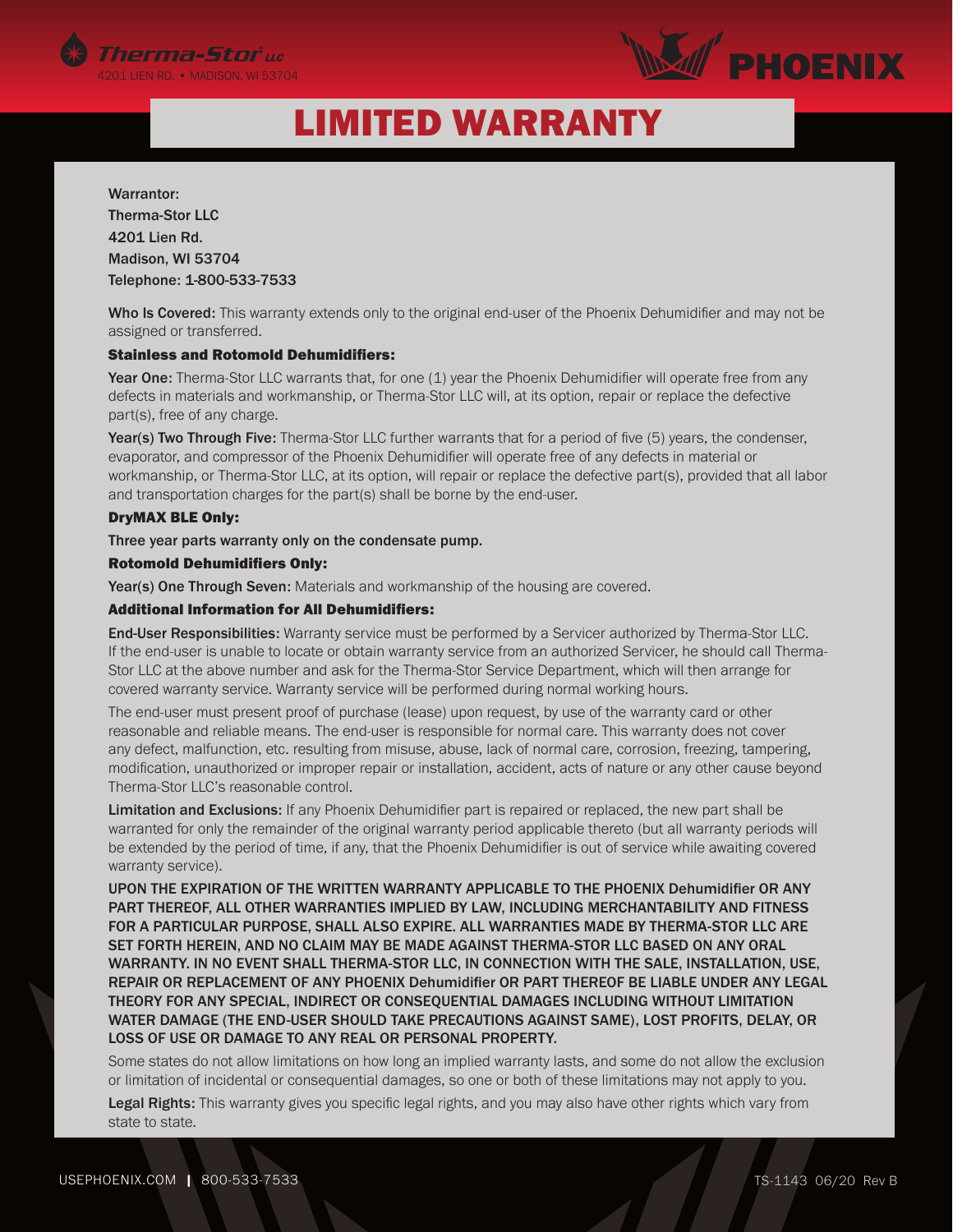Therma-Stor LLC
4201 LIEN RD. • MADISON, WI 53704

PHOENIX

# LIMITED WARRANTY

**Warrantor:**
**Therma-Stor LLC**
**4201 Lien Rd.**
**Madison, WI 53704**
**Telephone: 1-800-533-7533**

**Who Is Covered:** This warranty extends only to the original end-user of the Phoenix Dehumidifier and may not be assigned or transferred.

### Stainless and Rotomold Dehumidifiers:

**Year One:** Therma-Stor LLC warrants that, for one (1) year the Phoenix Dehumidifier will operate free from any defects in materials and workmanship, or Therma-Stor LLC will, at its option, repair or replace the defective part(s), free of any charge.

**Year(s) Two Through Five:** Therma-Stor LLC further warrants that for a period of five (5) years, the condenser, evaporator, and compressor of the Phoenix Dehumidifier will operate free of any defects in material or workmanship, or Therma-Stor LLC, at its option, will repair or replace the defective part(s), provided that all labor and transportation charges for the part(s) shall be borne by the end-user.

### DryMAX BLE Only:

**Three year parts warranty only on the condensate pump.**

### Rotomold Dehumidifiers Only:

**Year(s) One Through Seven:** Materials and workmanship of the housing are covered.

### Additional Information for All Dehumidifiers:

**End-User Responsibilities:** Warranty service must be performed by a Servicer authorized by Therma-Stor LLC. If the end-user is unable to locate or obtain warranty service from an authorized Servicer, he should call Therma-Stor LLC at the above number and ask for the Therma-Stor Service Department, which will then arrange for covered warranty service. Warranty service will be performed during normal working hours.

The end-user must present proof of purchase (lease) upon request, by use of the warranty card or other reasonable and reliable means. The end-user is responsible for normal care. This warranty does not cover any defect, malfunction, etc. resulting from misuse, abuse, lack of normal care, corrosion, freezing, tampering, modification, unauthorized or improper repair or installation, accident, acts of nature or any other cause beyond Therma-Stor LLC's reasonable control.

**Limitation and Exclusions:** If any Phoenix Dehumidifier part is repaired or replaced, the new part shall be warranted for only the remainder of the original warranty period applicable thereto (but all warranty periods will be extended by the period of time, if any, that the Phoenix Dehumidifier is out of service while awaiting covered warranty service).

UPON THE EXPIRATION OF THE WRITTEN WARRANTY APPLICABLE TO THE PHOENIX Dehumidifier OR ANY PART THEREOF, ALL OTHER WARRANTIES IMPLIED BY LAW, INCLUDING MERCHANTABILITY AND FITNESS FOR A PARTICULAR PURPOSE, SHALL ALSO EXPIRE. ALL WARRANTIES MADE BY THERMA-STOR LLC ARE SET FORTH HEREIN, AND NO CLAIM MAY BE MADE AGAINST THERMA-STOR LLC BASED ON ANY ORAL WARRANTY. IN NO EVENT SHALL THERMA-STOR LLC, IN CONNECTION WITH THE SALE, INSTALLATION, USE, REPAIR OR REPLACEMENT OF ANY PHOENIX Dehumidifier OR PART THEREOF BE LIABLE UNDER ANY LEGAL THEORY FOR ANY SPECIAL, INDIRECT OR CONSEQUENTIAL DAMAGES INCLUDING WITHOUT LIMITATION WATER DAMAGE (THE END-USER SHOULD TAKE PRECAUTIONS AGAINST SAME), LOST PROFITS, DELAY, OR LOSS OF USE OR DAMAGE TO ANY REAL OR PERSONAL PROPERTY.

Some states do not allow limitations on how long an implied warranty lasts, and some do not allow the exclusion or limitation of incidental or consequential damages, so one or both of these limitations may not apply to you.

**Legal Rights:** This warranty gives you specific legal rights, and you may also have other rights which vary from state to state.

USEPHOENIX.COM | 800-533-7533

TS-1143 06/20 Rev B